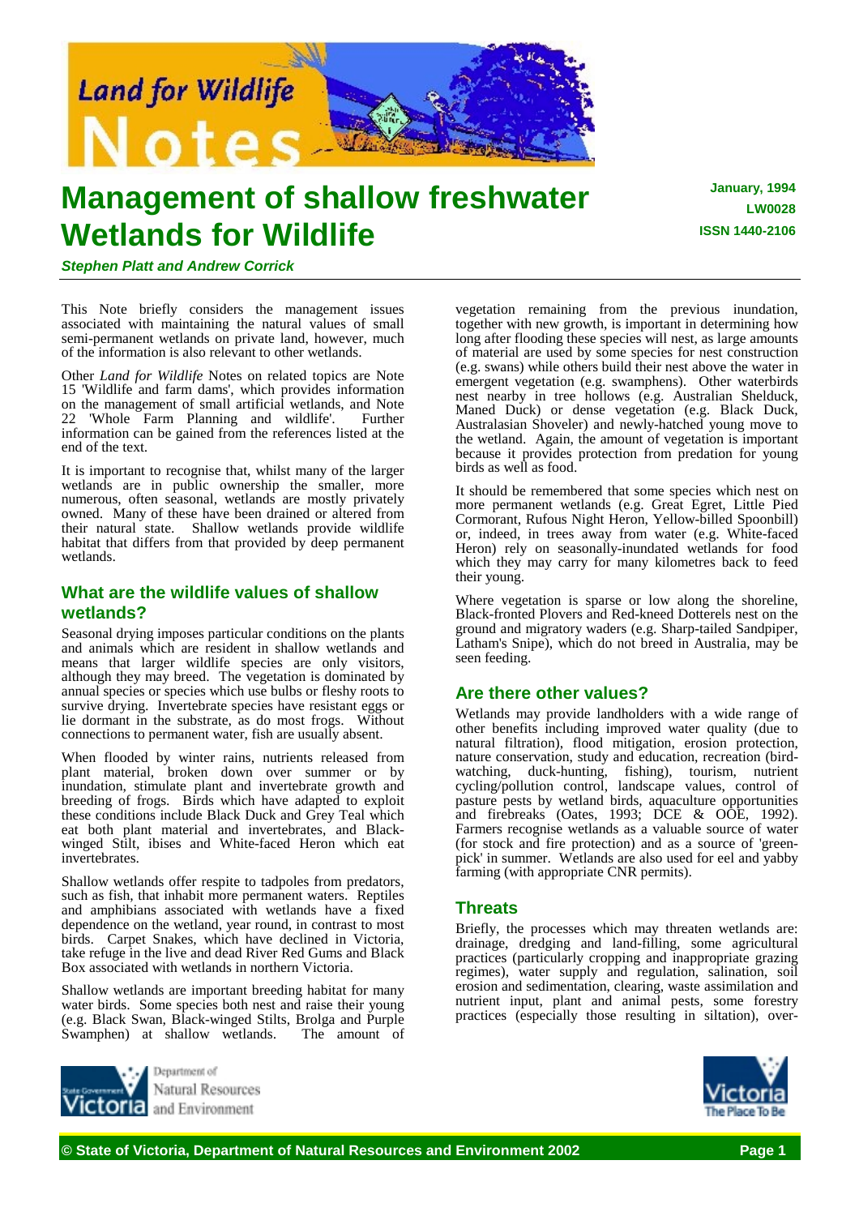# Management of shallow freshwater Wetlands for Wildlife

January, 1994
LW0028
ISSN 1440-2106

***Stephen Platt and Andrew Corrick***

This Note briefly considers the management issues associated with maintaining the natural values of small semi-permanent wetlands on private land, however, much of the information is also relevant to other wetlands.

Other *Land for Wildlife* Notes on related topics are Note 15 'Wildlife and farm dams', which provides information on the management of small artificial wetlands, and Note 22 'Whole Farm Planning and wildlife'. Further information can be gained from the references listed at the end of the text.

It is important to recognise that, whilst many of the larger wetlands are in public ownership the smaller, more numerous, often seasonal, wetlands are mostly privately owned. Many of these have been drained or altered from their natural state. Shallow wetlands provide wildlife habitat that differs from that provided by deep permanent wetlands.

## What are the wildlife values of shallow wetlands?

Seasonal drying imposes particular conditions on the plants and animals which are resident in shallow wetlands and means that larger wildlife species are only visitors, although they may breed. The vegetation is dominated by annual species or species which use bulbs or fleshy roots to survive drying. Invertebrate species have resistant eggs or lie dormant in the substrate, as do most frogs. Without connections to permanent water, fish are usually absent.

When flooded by winter rains, nutrients released from plant material, broken down over summer or by inundation, stimulate plant and invertebrate growth and breeding of frogs. Birds which have adapted to exploit these conditions include Black Duck and Grey Teal which eat both plant material and invertebrates, and Black-winged Stilt, ibises and White-faced Heron which eat invertebrates.

Shallow wetlands offer respite to tadpoles from predators, such as fish, that inhabit more permanent waters. Reptiles and amphibians associated with wetlands have a fixed dependence on the wetland, year round, in contrast to most birds. Carpet Snakes, which have declined in Victoria, take refuge in the live and dead River Red Gums and Black Box associated with wetlands in northern Victoria.

Shallow wetlands are important breeding habitat for many water birds. Some species both nest and raise their young (e.g. Black Swan, Black-winged Stilts, Brolga and Purple Swamphen) at shallow wetlands. The amount of vegetation remaining from the previous inundation, together with new growth, is important in determining how long after flooding these species will nest, as large amounts of material are used by some species for nest construction (e.g. swans) while others build their nest above the water in emergent vegetation (e.g. swamphens). Other waterbirds nest nearby in tree hollows (e.g. Australian Shelduck, Maned Duck) or dense vegetation (e.g. Black Duck, Australasian Shoveler) and newly-hatched young move to the wetland. Again, the amount of vegetation is important because it provides protection from predation for young birds as well as food.

It should be remembered that some species which nest on more permanent wetlands (e.g. Great Egret, Little Pied Cormorant, Rufous Night Heron, Yellow-billed Spoonbill) or, indeed, in trees away from water (e.g. White-faced Heron) rely on seasonally-inundated wetlands for food which they may carry for many kilometres back to feed their young.

Where vegetation is sparse or low along the shoreline, Black-fronted Plovers and Red-kneed Dotterels nest on the ground and migratory waders (e.g. Sharp-tailed Sandpiper, Latham's Snipe), which do not breed in Australia, may be seen feeding.

## Are there other values?

Wetlands may provide landholders with a wide range of other benefits including improved water quality (due to natural filtration), flood mitigation, erosion protection, nature conservation, study and education, recreation (bird-watching, duck-hunting, fishing), tourism, nutrient cycling/pollution control, landscape values, control of pasture pests by wetland birds, aquaculture opportunities and firebreaks (Oates, 1993; DCE & OOE, 1992). Farmers recognise wetlands as a valuable source of water (for stock and fire protection) and as a source of 'green-pick' in summer. Wetlands are also used for eel and yabby farming (with appropriate CNR permits).

## Threats

Briefly, the processes which may threaten wetlands are: drainage, dredging and land-filling, some agricultural practices (particularly cropping and inappropriate grazing regimes), water supply and regulation, salination, soil erosion and sedimentation, clearing, waste assimilation and nutrient input, plant and animal pests, some forestry practices (especially those resulting in siltation), over-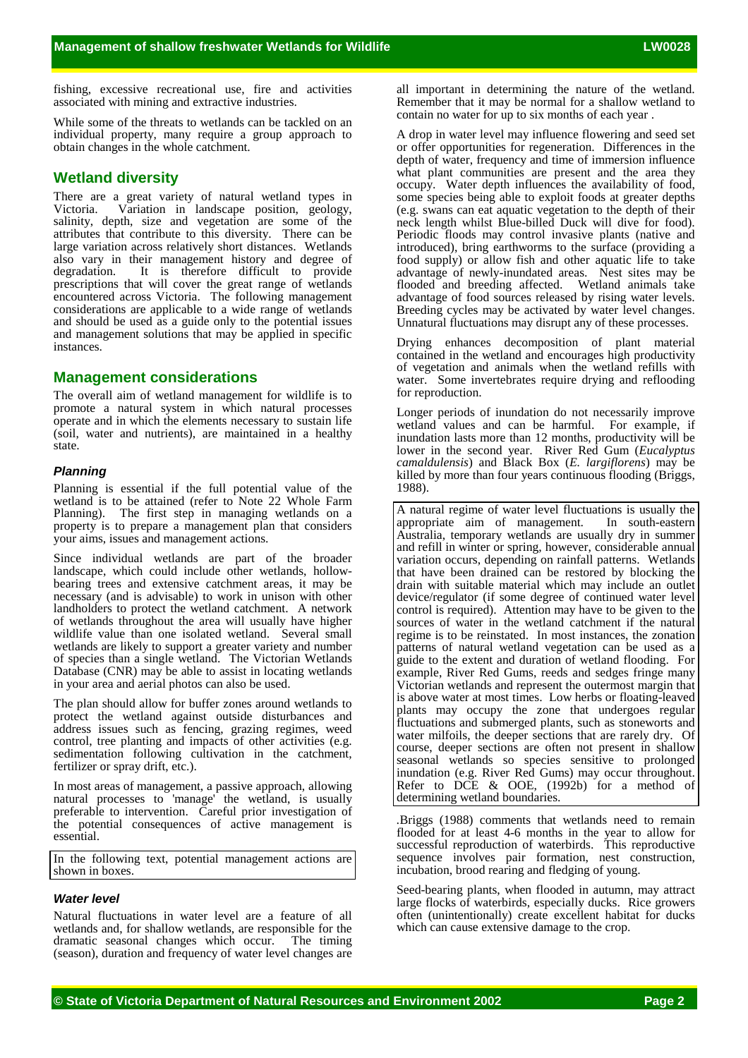fishing, excessive recreational use, fire and activities associated with mining and extractive industries.

While some of the threats to wetlands can be tackled on an individual property, many require a group approach to obtain changes in the whole catchment.

## Wetland diversity

There are a great variety of natural wetland types in Victoria. Variation in landscape position, geology, salinity, depth, size and vegetation are some of the attributes that contribute to this diversity. There can be large variation across relatively short distances. Wetlands also vary in their management history and degree of degradation. It is therefore difficult to provide prescriptions that will cover the great range of wetlands encountered across Victoria. The following management considerations are applicable to a wide range of wetlands and should be used as a guide only to the potential issues and management solutions that may be applied in specific instances.

## Management considerations

The overall aim of wetland management for wildlife is to promote a natural system in which natural processes operate and in which the elements necessary to sustain life (soil, water and nutrients), are maintained in a healthy state.

### *Planning*

Planning is essential if the full potential value of the wetland is to be attained (refer to Note 22 Whole Farm Planning). The first step in managing wetlands on a property is to prepare a management plan that considers your aims, issues and management actions.

Since individual wetlands are part of the broader landscape, which could include other wetlands, hollow-bearing trees and extensive catchment areas, it may be necessary (and is advisable) to work in unison with other landholders to protect the wetland catchment. A network of wetlands throughout the area will usually have higher wildlife value than one isolated wetland. Several small wetlands are likely to support a greater variety and number of species than a single wetland. The Victorian Wetlands Database (CNR) may be able to assist in locating wetlands in your area and aerial photos can also be used.

The plan should allow for buffer zones around wetlands to protect the wetland against outside disturbances and address issues such as fencing, grazing regimes, weed control, tree planting and impacts of other activities (e.g. sedimentation following cultivation in the catchment, fertilizer or spray drift, etc.).

In most areas of management, a passive approach, allowing natural processes to 'manage' the wetland, is usually preferable to intervention. Careful prior investigation of the potential consequences of active management is essential.

> In the following text, potential management actions are shown in boxes.

### *Water level*

Natural fluctuations in water level are a feature of all wetlands and, for shallow wetlands, are responsible for the dramatic seasonal changes which occur. The timing (season), duration and frequency of water level changes are all important in determining the nature of the wetland. Remember that it may be normal for a shallow wetland to contain no water for up to six months of each year .

A drop in water level may influence flowering and seed set or offer opportunities for regeneration. Differences in the depth of water, frequency and time of immersion influence what plant communities are present and the area they occupy. Water depth influences the availability of food, some species being able to exploit foods at greater depths (e.g. swans can eat aquatic vegetation to the depth of their neck length whilst Blue-billed Duck will dive for food). Periodic floods may control invasive plants (native and introduced), bring earthworms to the surface (providing a food supply) or allow fish and other aquatic life to take advantage of newly-inundated areas. Nest sites may be flooded and breeding affected. Wetland animals take advantage of food sources released by rising water levels. Breeding cycles may be activated by water level changes. Unnatural fluctuations may disrupt any of these processes.

Drying enhances decomposition of plant material contained in the wetland and encourages high productivity of vegetation and animals when the wetland refills with water. Some invertebrates require drying and reflooding for reproduction.

Longer periods of inundation do not necessarily improve wetland values and can be harmful. For example, if inundation lasts more than 12 months, productivity will be lower in the second year. River Red Gum (*Eucalyptus camaldulensis*) and Black Box (*E. largiflorens*) may be killed by more than four years continuous flooding (Briggs, 1988).

> A natural regime of water level fluctuations is usually the appropriate aim of management. In south-eastern Australia, temporary wetlands are usually dry in summer and refill in winter or spring, however, considerable annual variation occurs, depending on rainfall patterns. Wetlands that have been drained can be restored by blocking the drain with suitable material which may include an outlet device/regulator (if some degree of continued water level control is required). Attention may have to be given to the sources of water in the wetland catchment if the natural regime is to be reinstated. In most instances, the zonation patterns of natural wetland vegetation can be used as a guide to the extent and duration of wetland flooding. For example, River Red Gums, reeds and sedges fringe many Victorian wetlands and represent the outermost margin that is above water at most times. Low herbs or floating-leaved plants may occupy the zone that undergoes regular fluctuations and submerged plants, such as stoneworts and water milfoils, the deeper sections that are rarely dry. Of course, deeper sections are often not present in shallow seasonal wetlands so species sensitive to prolonged inundation (e.g. River Red Gums) may occur throughout. Refer to DCE & OOE, (1992b) for a method of determining wetland boundaries.

.Briggs (1988) comments that wetlands need to remain flooded for at least 4-6 months in the year to allow for successful reproduction of waterbirds. This reproductive sequence involves pair formation, nest construction, incubation, brood rearing and fledging of young.

Seed-bearing plants, when flooded in autumn, may attract large flocks of waterbirds, especially ducks. Rice growers often (unintentionally) create excellent habitat for ducks which can cause extensive damage to the crop.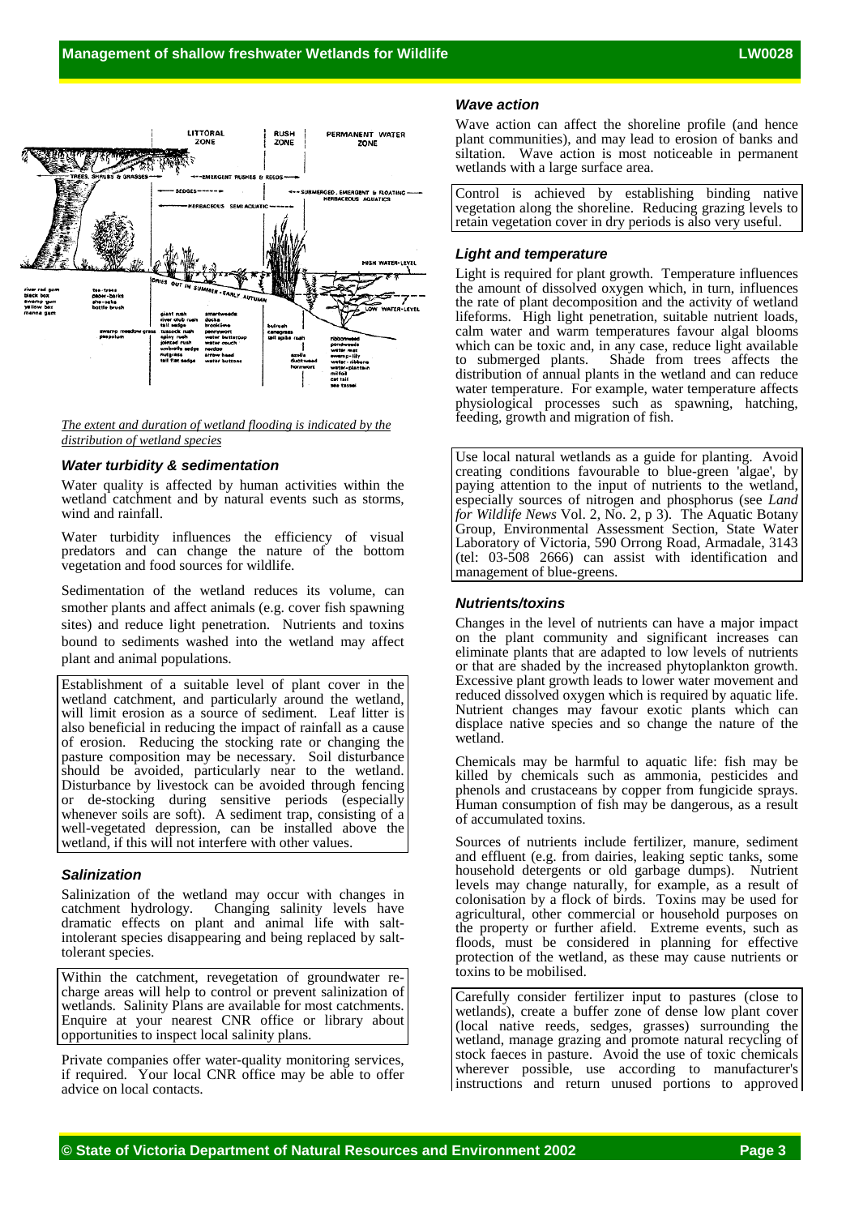*The extent and duration of wetland flooding is indicated by the distribution of wetland species*

### Water turbidity & sedimentation

Water quality is affected by human activities within the wetland catchment and by natural events such as storms, wind and rainfall.

Water turbidity influences the efficiency of visual predators and can change the nature of the bottom vegetation and food sources for wildlife.

Sedimentation of the wetland reduces its volume, can smother plants and affect animals (e.g. cover fish spawning sites) and reduce light penetration. Nutrients and toxins bound to sediments washed into the wetland may affect plant and animal populations.

> Establishment of a suitable level of plant cover in the wetland catchment, and particularly around the wetland, will limit erosion as a source of sediment. Leaf litter is also beneficial in reducing the impact of rainfall as a cause of erosion. Reducing the stocking rate or changing the pasture composition may be necessary. Soil disturbance should be avoided, particularly near to the wetland. Disturbance by livestock can be avoided through fencing or de-stocking during sensitive periods (especially whenever soils are soft). A sediment trap, consisting of a well-vegetated depression, can be installed above the wetland, if this will not interfere with other values.

### Salinization

Salinization of the wetland may occur with changes in catchment hydrology. Changing salinity levels have dramatic effects on plant and animal life with salt-intolerant species disappearing and being replaced by salt-tolerant species.

> Within the catchment, revegetation of groundwater re-charge areas will help to control or prevent salinization of wetlands. Salinity Plans are available for most catchments. Enquire at your nearest CNR office or library about opportunities to inspect local salinity plans.

Private companies offer water-quality monitoring services, if required. Your local CNR office may be able to offer advice on local contacts.

### Wave action

Wave action can affect the shoreline profile (and hence plant communities), and may lead to erosion of banks and siltation. Wave action is most noticeable in permanent wetlands with a large surface area.

> Control is achieved by establishing binding native vegetation along the shoreline. Reducing grazing levels to retain vegetation cover in dry periods is also very useful.

### Light and temperature

Light is required for plant growth. Temperature influences the amount of dissolved oxygen which, in turn, influences the rate of plant decomposition and the activity of wetland lifeforms. High light penetration, suitable nutrient loads, calm water and warm temperatures favour algal blooms which can be toxic and, in any case, reduce light available to submerged plants. Shade from trees affects the distribution of annual plants in the wetland and can reduce water temperature. For example, water temperature affects physiological processes such as spawning, hatching, feeding, growth and migration of fish.

> Use local natural wetlands as a guide for planting. Avoid creating conditions favourable to blue-green 'algae', by paying attention to the input of nutrients to the wetland, especially sources of nitrogen and phosphorus (see *Land for Wildlife News* Vol. 2, No. 2, p 3). The Aquatic Botany Group, Environmental Assessment Section, State Water Laboratory of Victoria, 590 Orrong Road, Armadale, 3143 (tel: 03-508 2666) can assist with identification and management of blue-greens.

### Nutrients/toxins

Changes in the level of nutrients can have a major impact on the plant community and significant increases can eliminate plants that are adapted to low levels of nutrients or that are shaded by the increased phytoplankton growth. Excessive plant growth leads to lower water movement and reduced dissolved oxygen which is required by aquatic life. Nutrient changes may favour exotic plants which can displace native species and so change the nature of the wetland.

Chemicals may be harmful to aquatic life: fish may be killed by chemicals such as ammonia, pesticides and phenols and crustaceans by copper from fungicide sprays. Human consumption of fish may be dangerous, as a result of accumulated toxins.

Sources of nutrients include fertilizer, manure, sediment and effluent (e.g. from dairies, leaking septic tanks, some household detergents or old garbage dumps). Nutrient levels may change naturally, for example, as a result of colonisation by a flock of birds. Toxins may be used for agricultural, other commercial or household purposes on the property or further afield. Extreme events, such as floods, must be considered in planning for effective protection of the wetland, as these may cause nutrients or toxins to be mobilised.

> Carefully consider fertilizer input to pastures (close to wetlands), create a buffer zone of dense low plant cover (local native reeds, sedges, grasses) surrounding the wetland, manage grazing and promote natural recycling of stock faeces in pasture. Avoid the use of toxic chemicals wherever possible, use according to manufacturer's instructions and return unused portions to approved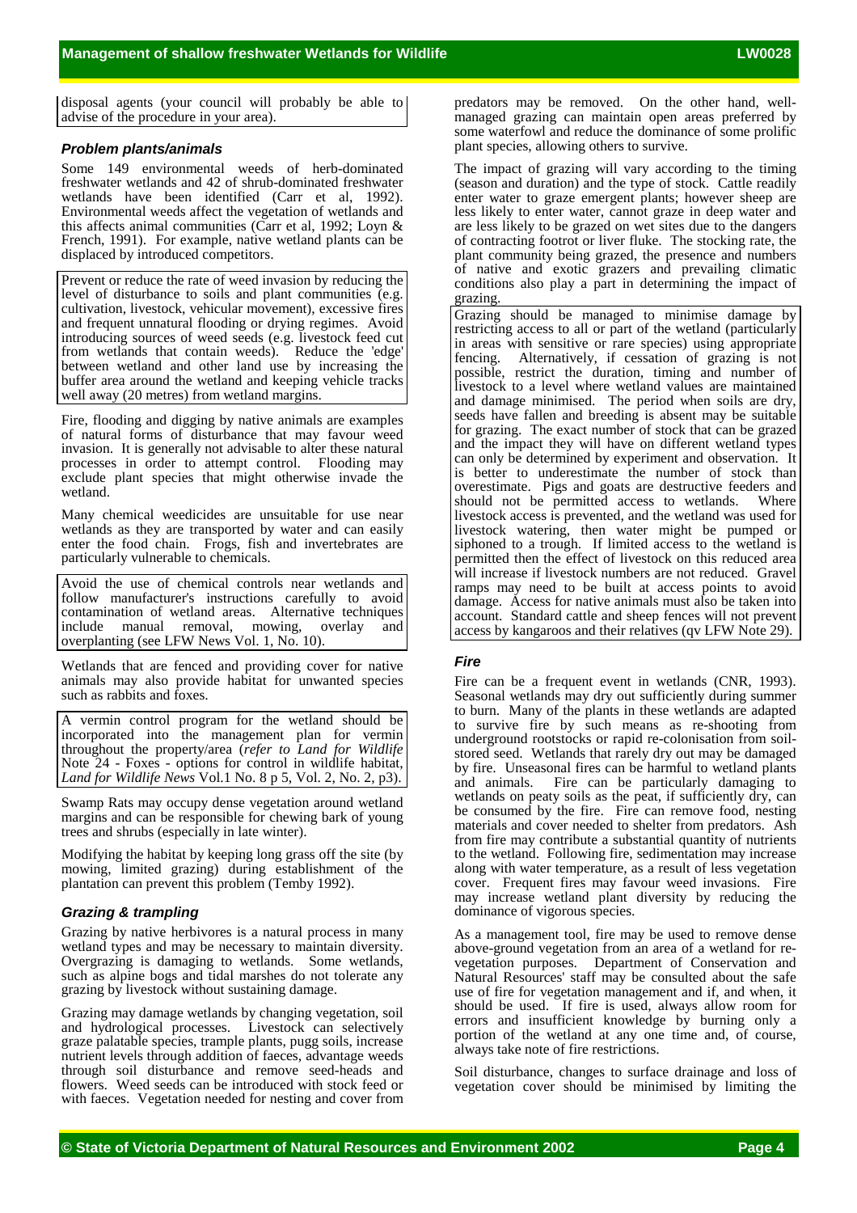disposal agents (your council will probably be able to advise of the procedure in your area).

### *Problem plants/animals*

Some 149 environmental weeds of herb-dominated freshwater wetlands and 42 of shrub-dominated freshwater wetlands have been identified (Carr et al, 1992). Environmental weeds affect the vegetation of wetlands and this affects animal communities (Carr et al, 1992; Loyn & French, 1991). For example, native wetland plants can be displaced by introduced competitors.

Prevent or reduce the rate of weed invasion by reducing the level of disturbance to soils and plant communities (e.g. cultivation, livestock, vehicular movement), excessive fires and frequent unnatural flooding or drying regimes. Avoid introducing sources of weed seeds (e.g. livestock feed cut from wetlands that contain weeds). Reduce the 'edge' between wetland and other land use by increasing the buffer area around the wetland and keeping vehicle tracks well away (20 metres) from wetland margins.

Fire, flooding and digging by native animals are examples of natural forms of disturbance that may favour weed invasion. It is generally not advisable to alter these natural processes in order to attempt control. Flooding may exclude plant species that might otherwise invade the wetland.

Many chemical weedicides are unsuitable for use near wetlands as they are transported by water and can easily enter the food chain. Frogs, fish and invertebrates are particularly vulnerable to chemicals.

Avoid the use of chemical controls near wetlands and follow manufacturer's instructions carefully to avoid contamination of wetland areas. Alternative techniques include manual removal, mowing, overlay and overplanting (see LFW News Vol. 1, No. 10).

Wetlands that are fenced and providing cover for native animals may also provide habitat for unwanted species such as rabbits and foxes.

A vermin control program for the wetland should be incorporated into the management plan for vermin throughout the property/area (*refer to Land for Wildlife* Note 24 - Foxes - options for control in wildlife habitat, *Land for Wildlife News* Vol.1 No. 8 p 5, Vol. 2, No. 2, p3).

Swamp Rats may occupy dense vegetation around wetland margins and can be responsible for chewing bark of young trees and shrubs (especially in late winter).

Modifying the habitat by keeping long grass off the site (by mowing, limited grazing) during establishment of the plantation can prevent this problem (Temby 1992).

### *Grazing & trampling*

Grazing by native herbivores is a natural process in many wetland types and may be necessary to maintain diversity. Overgrazing is damaging to wetlands. Some wetlands, such as alpine bogs and tidal marshes do not tolerate any grazing by livestock without sustaining damage.

Grazing may damage wetlands by changing vegetation, soil and hydrological processes. Livestock can selectively graze palatable species, trample plants, pugg soils, increase nutrient levels through addition of faeces, advantage weeds through soil disturbance and remove seed-heads and flowers. Weed seeds can be introduced with stock feed or with faeces. Vegetation needed for nesting and cover from predators may be removed. On the other hand, well-managed grazing can maintain open areas preferred by some waterfowl and reduce the dominance of some prolific plant species, allowing others to survive.

The impact of grazing will vary according to the timing (season and duration) and the type of stock. Cattle readily enter water to graze emergent plants; however sheep are less likely to enter water, cannot graze in deep water and are less likely to be grazed on wet sites due to the dangers of contracting footrot or liver fluke. The stocking rate, the plant community being grazed, the presence and numbers of native and exotic grazers and prevailing climatic conditions also play a part in determining the impact of grazing.

Grazing should be managed to minimise damage by restricting access to all or part of the wetland (particularly in areas with sensitive or rare species) using appropriate fencing. Alternatively, if cessation of grazing is not possible, restrict the duration, timing and number of livestock to a level where wetland values are maintained and damage minimised. The period when soils are dry, seeds have fallen and breeding is absent may be suitable for grazing. The exact number of stock that can be grazed and the impact they will have on different wetland types can only be determined by experiment and observation. It is better to underestimate the number of stock than overestimate. Pigs and goats are destructive feeders and should not be permitted access to wetlands. Where livestock access is prevented, and the wetland was used for livestock watering, then water might be pumped or siphoned to a trough. If limited access to the wetland is permitted then the effect of livestock on this reduced area will increase if livestock numbers are not reduced. Gravel ramps may need to be built at access points to avoid damage. Access for native animals must also be taken into account. Standard cattle and sheep fences will not prevent access by kangaroos and their relatives (qv LFW Note 29).

### *Fire*

Fire can be a frequent event in wetlands (CNR, 1993). Seasonal wetlands may dry out sufficiently during summer to burn. Many of the plants in these wetlands are adapted to survive fire by such means as re-shooting from underground rootstocks or rapid re-colonisation from soil-stored seed. Wetlands that rarely dry out may be damaged by fire. Unseasonal fires can be harmful to wetland plants and animals. Fire can be particularly damaging to wetlands on peaty soils as the peat, if sufficiently dry, can be consumed by the fire. Fire can remove food, nesting materials and cover needed to shelter from predators. Ash from fire may contribute a substantial quantity of nutrients to the wetland. Following fire, sedimentation may increase along with water temperature, as a result of less vegetation cover. Frequent fires may favour weed invasions. Fire may increase wetland plant diversity by reducing the dominance of vigorous species.

As a management tool, fire may be used to remove dense above-ground vegetation from an area of a wetland for re-vegetation purposes. Department of Conservation and Natural Resources' staff may be consulted about the safe use of fire for vegetation management and if, and when, it should be used. If fire is used, always allow room for errors and insufficient knowledge by burning only a portion of the wetland at any one time and, of course, always take note of fire restrictions.

Soil disturbance, changes to surface drainage and loss of vegetation cover should be minimised by limiting the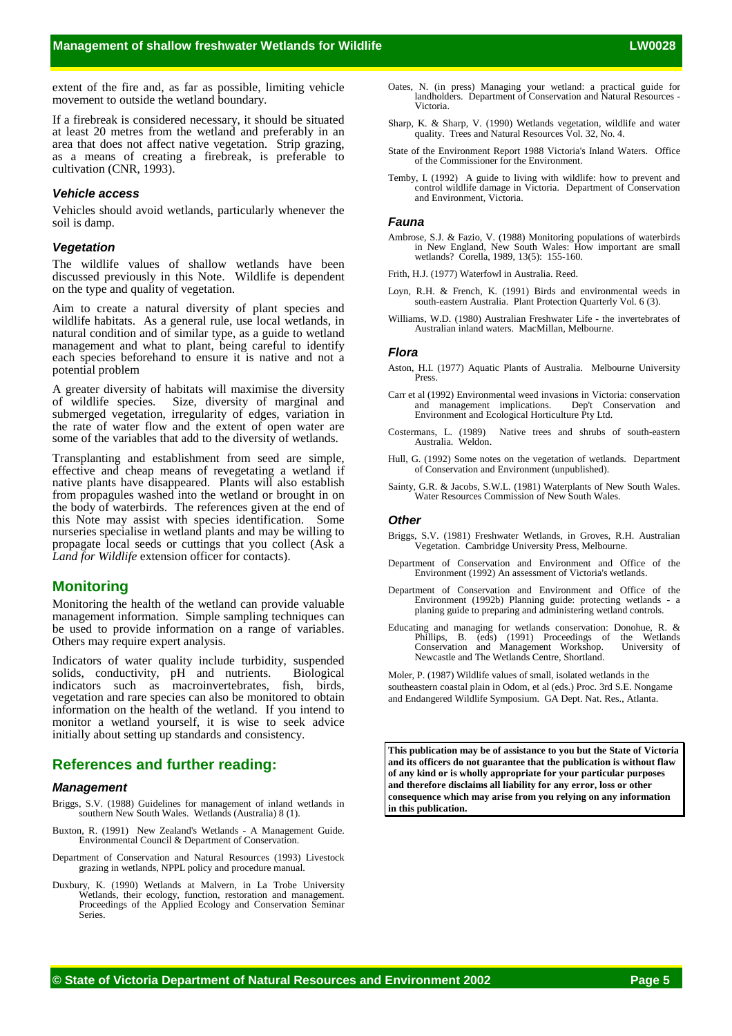extent of the fire and, as far as possible, limiting vehicle movement to outside the wetland boundary.

If a firebreak is considered necessary, it should be situated at least 20 metres from the wetland and preferably in an area that does not affect native vegetation. Strip grazing, as a means of creating a firebreak, is preferable to cultivation (CNR, 1993).

### *Vehicle access*

Vehicles should avoid wetlands, particularly whenever the soil is damp.

### *Vegetation*

The wildlife values of shallow wetlands have been discussed previously in this Note. Wildlife is dependent on the type and quality of vegetation.

Aim to create a natural diversity of plant species and wildlife habitats. As a general rule, use local wetlands, in natural condition and of similar type, as a guide to wetland management and what to plant, being careful to identify each species beforehand to ensure it is native and not a potential problem

A greater diversity of habitats will maximise the diversity of wildlife species. Size, diversity of marginal and submerged vegetation, irregularity of edges, variation in the rate of water flow and the extent of open water are some of the variables that add to the diversity of wetlands.

Transplanting and establishment from seed are simple, effective and cheap means of revegetating a wetland if native plants have disappeared. Plants will also establish from propagules washed into the wetland or brought in on the body of waterbirds. The references given at the end of this Note may assist with species identification. Some nurseries specialise in wetland plants and may be willing to propagate local seeds or cuttings that you collect (Ask a *Land for Wildlife* extension officer for contacts).

## Monitoring

Monitoring the health of the wetland can provide valuable management information. Simple sampling techniques can be used to provide information on a range of variables. Others may require expert analysis.

Indicators of water quality include turbidity, suspended solids, conductivity, pH and nutrients. Biological indicators such as macroinvertebrates, fish, birds, vegetation and rare species can also be monitored to obtain information on the health of the wetland. If you intend to monitor a wetland yourself, it is wise to seek advice initially about setting up standards and consistency.

## References and further reading:

### *Management*

Briggs, S.V. (1988) Guidelines for management of inland wetlands in southern New South Wales. Wetlands (Australia) 8 (1).

Buxton, R. (1991) New Zealand's Wetlands - A Management Guide. Environmental Council & Department of Conservation.

Department of Conservation and Natural Resources (1993) Livestock grazing in wetlands, NPPL policy and procedure manual.

Duxbury, K. (1990) Wetlands at Malvern, in La Trobe University Wetlands, their ecology, function, restoration and management. Proceedings of the Applied Ecology and Conservation Seminar Series.

Oates, N. (in press) Managing your wetland: a practical guide for landholders. Department of Conservation and Natural Resources - Victoria.

Sharp, K. & Sharp, V. (1990) Wetlands vegetation, wildlife and water quality. Trees and Natural Resources Vol. 32, No. 4.

State of the Environment Report 1988 Victoria's Inland Waters. Office of the Commissioner for the Environment.

Temby, I. (1992) A guide to living with wildlife: how to prevent and control wildlife damage in Victoria. Department of Conservation and Environment, Victoria.

### *Fauna*

Ambrose, S.J. & Fazio, V. (1988) Monitoring populations of waterbirds in New England, New South Wales: How important are small wetlands? Corella, 1989, 13(5): 155-160.

Frith, H.J. (1977) Waterfowl in Australia. Reed.

Loyn, R.H. & French, K. (1991) Birds and environmental weeds in south-eastern Australia. Plant Protection Quarterly Vol. 6 (3).

Williams, W.D. (1980) Australian Freshwater Life - the invertebrates of Australian inland waters. MacMillan, Melbourne.

### *Flora*

Aston, H.I. (1977) Aquatic Plants of Australia. Melbourne University Press.

Carr et al (1992) Environmental weed invasions in Victoria: conservation and management implications. Dep't Conservation and Environment and Ecological Horticulture Pty Ltd.

Costermans, L. (1989) Native trees and shrubs of south-eastern Australia. Weldon.

Hull, G. (1992) Some notes on the vegetation of wetlands. Department of Conservation and Environment (unpublished).

Sainty, G.R. & Jacobs, S.W.L. (1981) Waterplants of New South Wales. Water Resources Commission of New South Wales.

### *Other*

Briggs, S.V. (1981) Freshwater Wetlands, in Groves, R.H. Australian Vegetation. Cambridge University Press, Melbourne.

Department of Conservation and Environment and Office of the Environment (1992) An assessment of Victoria's wetlands.

Department of Conservation and Environment and Office of the Environment (1992b) Planning guide: protecting wetlands - a planing guide to preparing and administering wetland controls.

Educating and managing for wetlands conservation: Donohue, R. & Phillips, B. (eds) (1991) Proceedings of the Wetlands Conservation and Management Workshop. University of Newcastle and The Wetlands Centre, Shortland.

Moler, P. (1987) Wildlife values of small, isolated wetlands in the southeastern coastal plain in Odom, et al (eds.) Proc. 3rd S.E. Nongame and Endangered Wildlife Symposium. GA Dept. Nat. Res., Atlanta.

**This publication may be of assistance to you but the State of Victoria and its officers do not guarantee that the publication is without flaw of any kind or is wholly appropriate for your particular purposes and therefore disclaims all liability for any error, loss or other consequence which may arise from you relying on any information in this publication.**